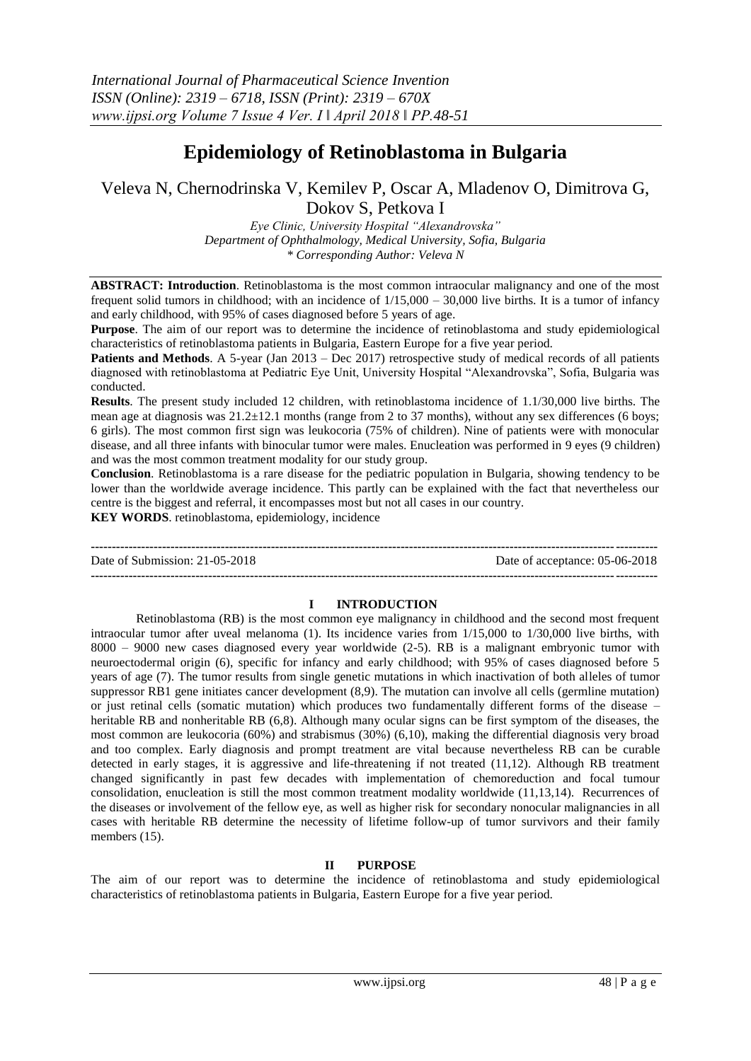# Epidemiology of Retinoblastoma in Bulgaria

Veleva N, Chernodrinska V, Kemilev P, Oscar A, Mladenov O, Dimitrova G, Dokov S, Petkova I

*Eye Clinic, University Hospital "Alexandrovska"*
*Department of Ophthalmology, Medical University, Sofia, Bulgaria*
*\* Corresponding Author: Veleva N*

**ABSTRACT: Introduction**. Retinoblastoma is the most common intraocular malignancy and one of the most frequent solid tumors in childhood; with an incidence of 1/15,000 – 30,000 live births. It is a tumor of infancy and early childhood, with 95% of cases diagnosed before 5 years of age.

**Purpose**. The aim of our report was to determine the incidence of retinoblastoma and study epidemiological characteristics of retinoblastoma patients in Bulgaria, Eastern Europe for a five year period.

**Patients and Methods**. A 5-year (Jan 2013 – Dec 2017) retrospective study of medical records of all patients diagnosed with retinoblastoma at Pediatric Eye Unit, University Hospital "Alexandrovska", Sofia, Bulgaria was conducted.

**Results**. The present study included 12 children, with retinoblastoma incidence of 1.1/30,000 live births. The mean age at diagnosis was 21.2±12.1 months (range from 2 to 37 months), without any sex differences (6 boys; 6 girls). The most common first sign was leukocoria (75% of children). Nine of patients were with monocular disease, and all three infants with binocular tumor were males. Enucleation was performed in 9 eyes (9 children) and was the most common treatment modality for our study group.

**Conclusion**. Retinoblastoma is a rare disease for the pediatric population in Bulgaria, showing tendency to be lower than the worldwide average incidence. This partly can be explained with the fact that nevertheless our centre is the biggest and referral, it encompasses most but not all cases in our country.

**KEY WORDS**. retinoblastoma, epidemiology, incidence

---

Date of Submission: 21-05-2018 | Date of acceptance: 05-06-2018

---

## I INTRODUCTION

Retinoblastoma (RB) is the most common eye malignancy in childhood and the second most frequent intraocular tumor after uveal melanoma (1). Its incidence varies from 1/15,000 to 1/30,000 live births, with 8000 – 9000 new cases diagnosed every year worldwide (2-5). RB is a malignant embryonic tumor with neuroectodermal origin (6), specific for infancy and early childhood; with 95% of cases diagnosed before 5 years of age (7). The tumor results from single genetic mutations in which inactivation of both alleles of tumor suppressor RB1 gene initiates cancer development (8,9). The mutation can involve all cells (germline mutation) or just retinal cells (somatic mutation) which produces two fundamentally different forms of the disease – heritable RB and nonheritable RB (6,8). Although many ocular signs can be first symptom of the diseases, the most common are leukocoria (60%) and strabismus (30%) (6,10), making the differential diagnosis very broad and too complex. Early diagnosis and prompt treatment are vital because nevertheless RB can be curable detected in early stages, it is aggressive and life-threatening if not treated (11,12). Although RB treatment changed significantly in past few decades with implementation of chemoreduction and focal tumour consolidation, enucleation is still the most common treatment modality worldwide (11,13,14). Recurrences of the diseases or involvement of the fellow eye, as well as higher risk for secondary nonocular malignancies in all cases with heritable RB determine the necessity of lifetime follow-up of tumor survivors and their family members (15).

## II PURPOSE

The aim of our report was to determine the incidence of retinoblastoma and study epidemiological characteristics of retinoblastoma patients in Bulgaria, Eastern Europe for a five year period.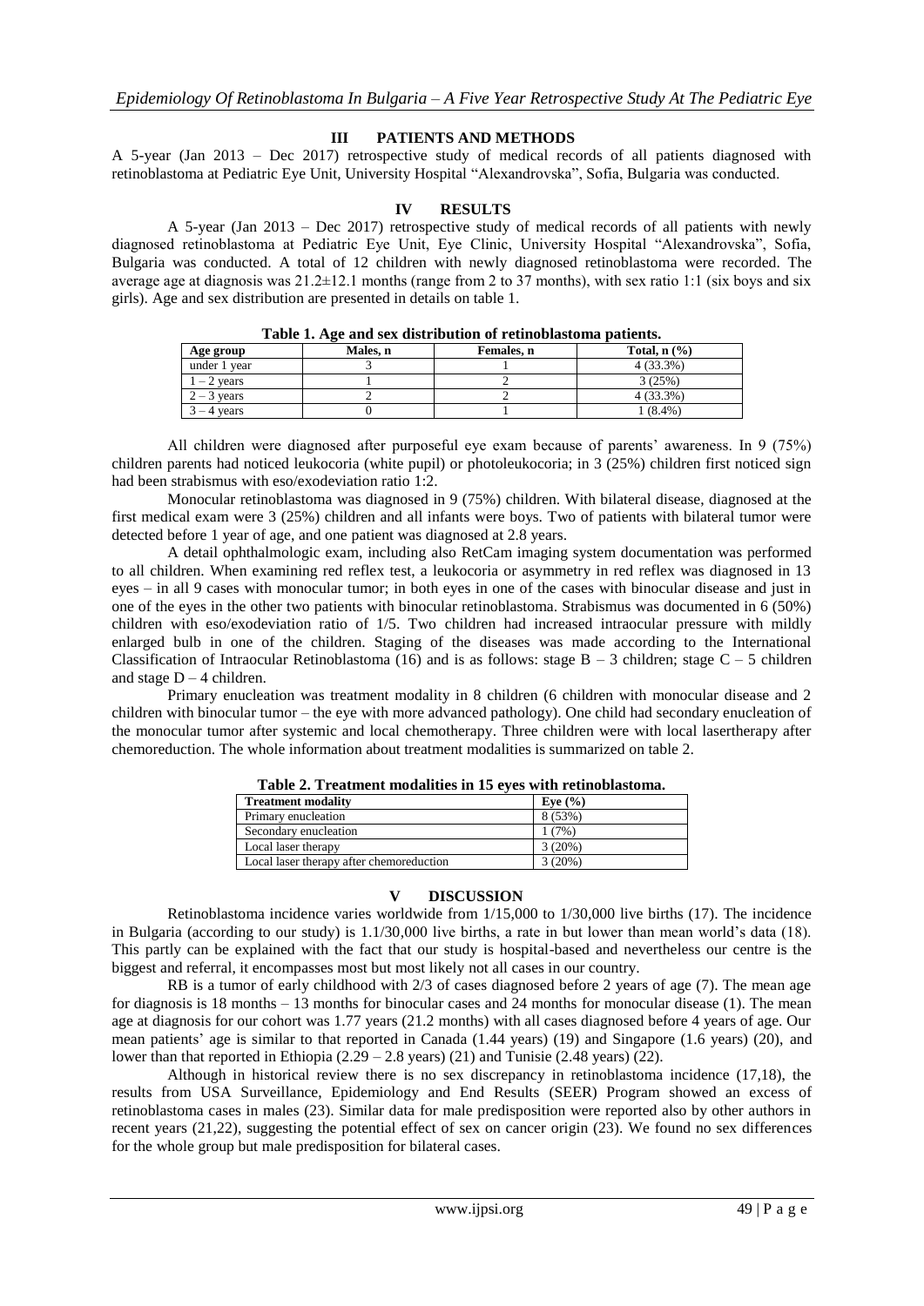## III PATIENTS AND METHODS

A 5-year (Jan 2013 – Dec 2017) retrospective study of medical records of all patients diagnosed with retinoblastoma at Pediatric Eye Unit, University Hospital "Alexandrovska", Sofia, Bulgaria was conducted.

## IV RESULTS

A 5-year (Jan 2013 – Dec 2017) retrospective study of medical records of all patients with newly diagnosed retinoblastoma at Pediatric Eye Unit, Eye Clinic, University Hospital "Alexandrovska", Sofia, Bulgaria was conducted. A total of 12 children with newly diagnosed retinoblastoma were recorded. The average age at diagnosis was 21.2±12.1 months (range from 2 to 37 months), with sex ratio 1:1 (six boys and six girls). Age and sex distribution are presented in details on table 1.

**Table 1. Age and sex distribution of retinoblastoma patients.**

| Age group | Males, n | Females, n | Total, n (%) |
|---|---|---|---|
| under 1 year | 3 | 1 | 4 (33.3%) |
| 1 – 2 years | 1 | 2 | 3 (25%) |
| 2 – 3 years | 2 | 2 | 4 (33.3%) |
| 3 – 4 years | 0 | 1 | 1 (8.4%) |

All children were diagnosed after purposeful eye exam because of parents' awareness. In 9 (75%) children parents had noticed leukocoria (white pupil) or photoleukocoria; in 3 (25%) children first noticed sign had been strabismus with eso/exodeviation ratio 1:2.

Monocular retinoblastoma was diagnosed in 9 (75%) children. With bilateral disease, diagnosed at the first medical exam were 3 (25%) children and all infants were boys. Two of patients with bilateral tumor were detected before 1 year of age, and one patient was diagnosed at 2.8 years.

A detail ophthalmologic exam, including also RetCam imaging system documentation was performed to all children. When examining red reflex test, a leukocoria or asymmetry in red reflex was diagnosed in 13 eyes – in all 9 cases with monocular tumor; in both eyes in one of the cases with binocular disease and just in one of the eyes in the other two patients with binocular retinoblastoma. Strabismus was documented in 6 (50%) children with eso/exodeviation ratio of 1/5. Two children had increased intraocular pressure with mildly enlarged bulb in one of the children. Staging of the diseases was made according to the International Classification of Intraocular Retinoblastoma (16) and is as follows: stage B – 3 children; stage C – 5 children and stage D – 4 children.

Primary enucleation was treatment modality in 8 children (6 children with monocular disease and 2 children with binocular tumor – the eye with more advanced pathology). One child had secondary enucleation of the monocular tumor after systemic and local chemotherapy. Three children were with local lasertherapy after chemoreduction. The whole information about treatment modalities is summarized on table 2.

**Table 2. Treatment modalities in 15 eyes with retinoblastoma.**

| Treatment modality | Eye (%) |
|---|---|
| Primary enucleation | 8 (53%) |
| Secondary enucleation | 1 (7%) |
| Local laser therapy | 3 (20%) |
| Local laser therapy after chemoreduction | 3 (20%) |

## V DISCUSSION

Retinoblastoma incidence varies worldwide from 1/15,000 to 1/30,000 live births (17). The incidence in Bulgaria (according to our study) is 1.1/30,000 live births, a rate in but lower than mean world's data (18). This partly can be explained with the fact that our study is hospital-based and nevertheless our centre is the biggest and referral, it encompasses most but most likely not all cases in our country.

RB is a tumor of early childhood with 2/3 of cases diagnosed before 2 years of age (7). The mean age for diagnosis is 18 months – 13 months for binocular cases and 24 months for monocular disease (1). The mean age at diagnosis for our cohort was 1.77 years (21.2 months) with all cases diagnosed before 4 years of age. Our mean patients' age is similar to that reported in Canada (1.44 years) (19) and Singapore (1.6 years) (20), and lower than that reported in Ethiopia (2.29 – 2.8 years) (21) and Tunisie (2.48 years) (22).

Although in historical review there is no sex discrepancy in retinoblastoma incidence (17,18), the results from USA Surveillance, Epidemiology and End Results (SEER) Program showed an excess of retinoblastoma cases in males (23). Similar data for male predisposition were reported also by other authors in recent years (21,22), suggesting the potential effect of sex on cancer origin (23). We found no sex differences for the whole group but male predisposition for bilateral cases.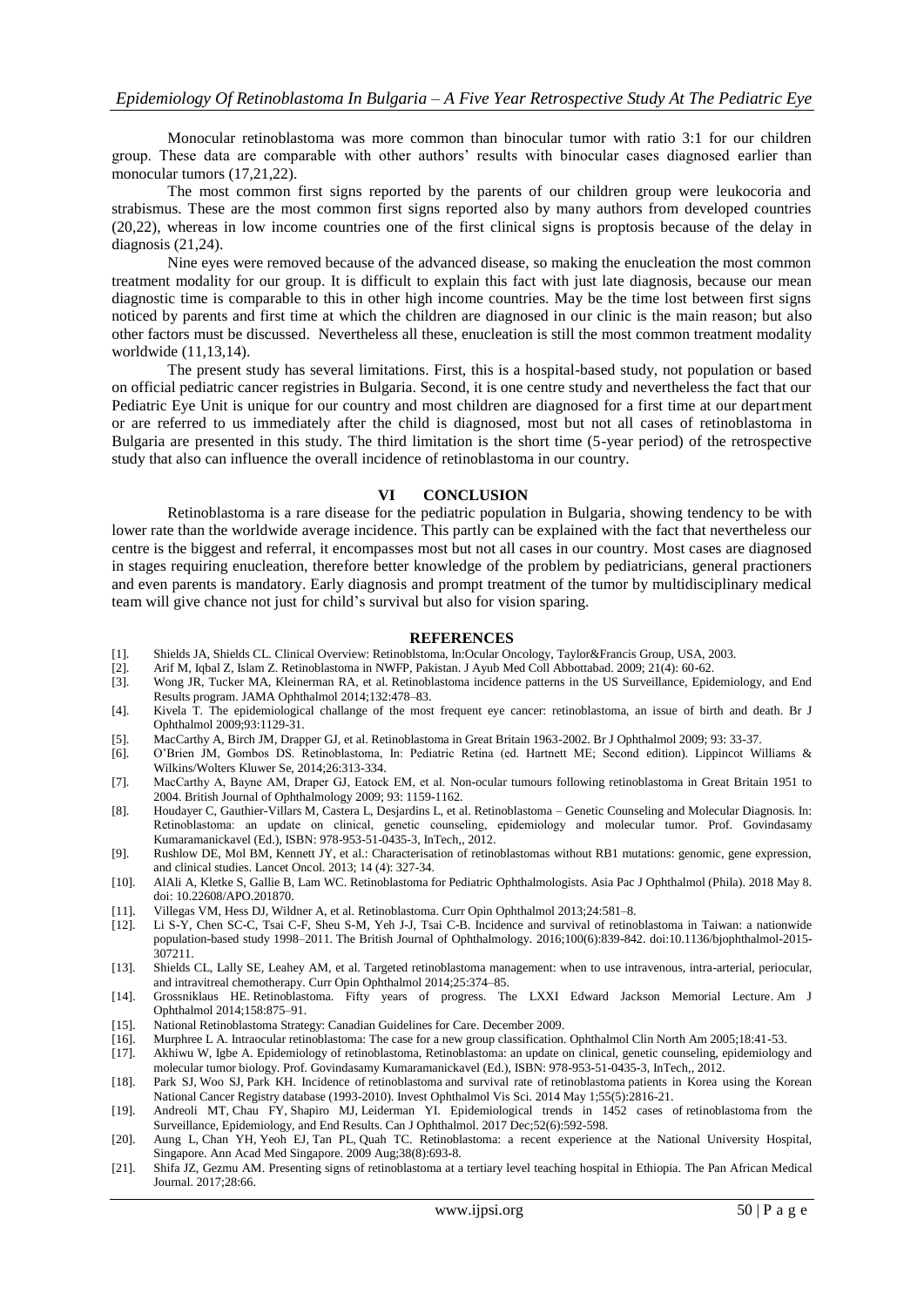Monocular retinoblastoma was more common than binocular tumor with ratio 3:1 for our children group. These data are comparable with other authors' results with binocular cases diagnosed earlier than monocular tumors (17,21,22).

The most common first signs reported by the parents of our children group were leukocoria and strabismus. These are the most common first signs reported also by many authors from developed countries (20,22), whereas in low income countries one of the first clinical signs is proptosis because of the delay in diagnosis (21,24).

Nine eyes were removed because of the advanced disease, so making the enucleation the most common treatment modality for our group. It is difficult to explain this fact with just late diagnosis, because our mean diagnostic time is comparable to this in other high income countries. May be the time lost between first signs noticed by parents and first time at which the children are diagnosed in our clinic is the main reason; but also other factors must be discussed. Nevertheless all these, enucleation is still the most common treatment modality worldwide (11,13,14).

The present study has several limitations. First, this is a hospital-based study, not population or based on official pediatric cancer registries in Bulgaria. Second, it is one centre study and nevertheless the fact that our Pediatric Eye Unit is unique for our country and most children are diagnosed for a first time at our department or are referred to us immediately after the child is diagnosed, most but not all cases of retinoblastoma in Bulgaria are presented in this study. The third limitation is the short time (5-year period) of the retrospective study that also can influence the overall incidence of retinoblastoma in our country.

## VI CONCLUSION

Retinoblastoma is a rare disease for the pediatric population in Bulgaria, showing tendency to be with lower rate than the worldwide average incidence. This partly can be explained with the fact that nevertheless our centre is the biggest and referral, it encompasses most but not all cases in our country. Most cases are diagnosed in stages requiring enucleation, therefore better knowledge of the problem by pediatricians, general practioners and even parents is mandatory. Early diagnosis and prompt treatment of the tumor by multidisciplinary medical team will give chance not just for child's survival but also for vision sparing.

## REFERENCES

[1]. Shields JA, Shields CL. Clinical Overview: Retinoblstoma, In:Ocular Oncology, Taylor&Francis Group, USA, 2003.

[2]. Arif M, Iqbal Z, Islam Z. Retinoblastoma in NWFP, Pakistan. J Ayub Med Coll Abbottabad. 2009; 21(4): 60-62.

[3]. Wong JR, Tucker MA, Kleinerman RA, et al. Retinoblastoma incidence patterns in the US Surveillance, Epidemiology, and End Results program. JAMA Ophthalmol 2014;132:478–83.

[4]. Kivela T. The epidemiological challange of the most frequent eye cancer: retinoblastoma, an issue of birth and death. Br J Ophthalmol 2009;93:1129-31.

[5]. MacCarthy A, Birch JM, Drapper GJ, et al. Retinoblastoma in Great Britain 1963-2002. Br J Ophthalmol 2009; 93: 33-37.

[6]. O'Brien JM, Gombos DS. Retinoblastoma, In: Pediatric Retina (ed. Hartnett ME; Second edition). Lippincot Williams & Wilkins/Wolters Kluwer Se, 2014;26:313-334.

[7]. MacCarthy A, Bayne AM, Draper GJ, Eatock EM, et al. Non-ocular tumours following retinoblastoma in Great Britain 1951 to 2004. British Journal of Ophthalmology 2009; 93: 1159-1162.

[8]. Houdayer C, Gauthier-Villars M, Castera L, Desjardins L, et al. Retinoblastoma – Genetic Counseling and Molecular Diagnosis. In: Retinoblastoma: an update on clinical, genetic counseling, epidemiology and molecular tumor. Prof. Govindasamy Kumaramanickavel (Ed.), ISBN: 978-953-51-0435-3, InTech,, 2012.

[9]. Rushlow DE, Mol BM, Kennett JY, et al.: Characterisation of retinoblastomas without RB1 mutations: genomic, gene expression, and clinical studies. Lancet Oncol. 2013; 14 (4): 327-34.

[10]. AlAli A, Kletke S, Gallie B, Lam WC. Retinoblastoma for Pediatric Ophthalmologists. Asia Pac J Ophthalmol (Phila). 2018 May 8. doi: 10.22608/APO.201870.

[11]. Villegas VM, Hess DJ, Wildner A, et al. Retinoblastoma. Curr Opin Ophthalmol 2013;24:581–8.

[12]. Li S-Y, Chen SC-C, Tsai C-F, Sheu S-M, Yeh J-J, Tsai C-B. Incidence and survival of retinoblastoma in Taiwan: a nationwide population-based study 1998–2011. The British Journal of Ophthalmology. 2016;100(6):839-842. doi:10.1136/bjophthalmol-2015-307211.

[13]. Shields CL, Lally SE, Leahey AM, et al. Targeted retinoblastoma management: when to use intravenous, intra-arterial, periocular, and intravitreal chemotherapy. Curr Opin Ophthalmol 2014;25:374–85.

[14]. Grossniklaus HE. Retinoblastoma. Fifty years of progress. The LXXI Edward Jackson Memorial Lecture. Am J Ophthalmol 2014;158:875–91.

[15]. National Retinoblastoma Strategy: Canadian Guidelines for Care. December 2009.

[16]. Murphree L A. Intraocular retinoblastoma: The case for a new group classification. Ophthalmol Clin North Am 2005;18:41-53.

[17]. Akhiwu W, Igbe A. Epidemiology of retinoblastoma, Retinoblastoma: an update on clinical, genetic counseling, epidemiology and molecular tumor biology. Prof. Govindasamy Kumaramanickavel (Ed.), ISBN: 978-953-51-0435-3, InTech,, 2012.

[18]. Park SJ, Woo SJ, Park KH. Incidence of retinoblastoma and survival rate of retinoblastoma patients in Korea using the Korean National Cancer Registry database (1993-2010). Invest Ophthalmol Vis Sci. 2014 May 1;55(5):2816-21.

[19]. Andreoli MT, Chau FY, Shapiro MJ, Leiderman YI. Epidemiological trends in 1452 cases of retinoblastoma from the Surveillance, Epidemiology, and End Results. Can J Ophthalmol. 2017 Dec;52(6):592-598.

[20]. Aung L, Chan YH, Yeoh EJ, Tan PL, Quah TC. Retinoblastoma: a recent experience at the National University Hospital, Singapore. Ann Acad Med Singapore. 2009 Aug;38(8):693-8.

[21]. Shifa JZ, Gezmu AM. Presenting signs of retinoblastoma at a tertiary level teaching hospital in Ethiopia. The Pan African Medical Journal. 2017;28:66.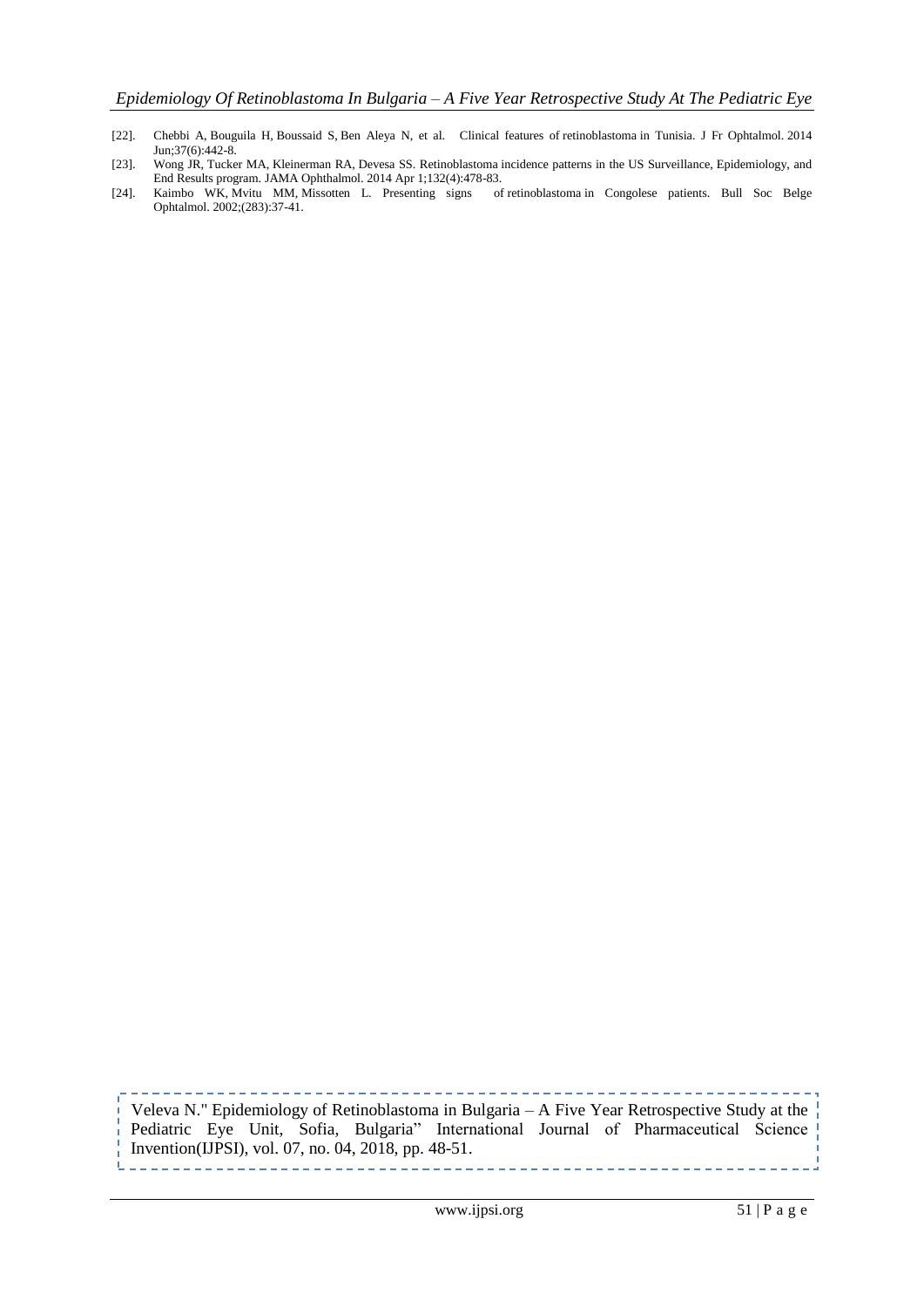[22]. Chebbi A, Bouguila H, Boussaid S, Ben Aleya N, et al. Clinical features of retinoblastoma in Tunisia. J Fr Ophtalmol. 2014 Jun;37(6):442-8.

[23]. Wong JR, Tucker MA, Kleinerman RA, Devesa SS. Retinoblastoma incidence patterns in the US Surveillance, Epidemiology, and End Results program. JAMA Ophthalmol. 2014 Apr 1;132(4):478-83.

[24]. Kaimbo WK, Mvitu MM, Missotten L. Presenting signs of retinoblastoma in Congolese patients. Bull Soc Belge Ophtalmol. 2002;(283):37-41.

Veleva N." Epidemiology of Retinoblastoma in Bulgaria – A Five Year Retrospective Study at the Pediatric Eye Unit, Sofia, Bulgaria" International Journal of Pharmaceutical Science Invention(IJPSI), vol. 07, no. 04, 2018, pp. 48-51.